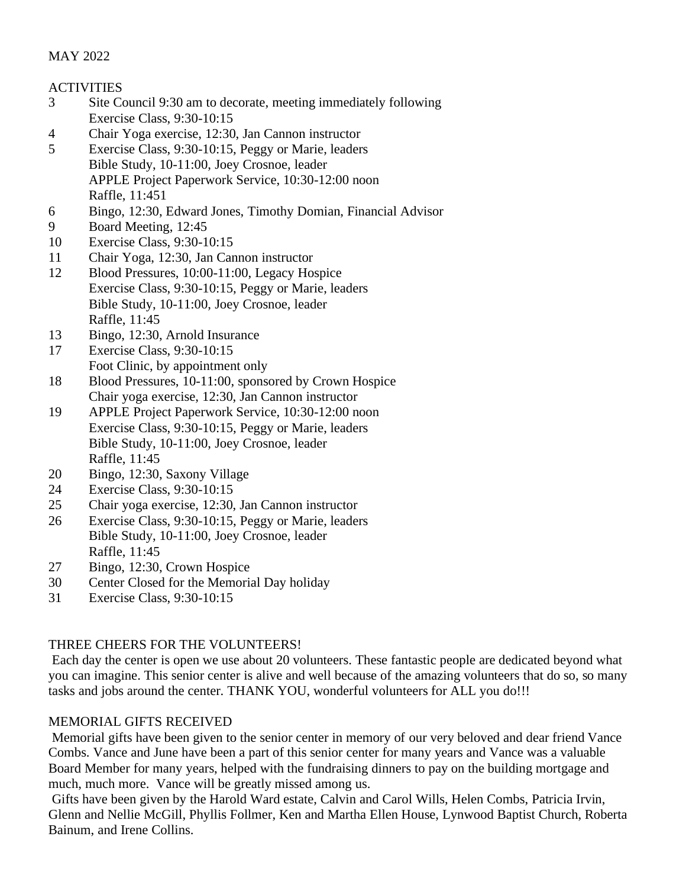MAY 2022

ACTIVITIES

| | |
|---|---|
| 3 | Site Council 9:30 am to decorate, meeting immediately following |
| | Exercise Class, 9:30-10:15 |
| 4 | Chair Yoga exercise, 12:30, Jan Cannon instructor |
| 5 | Exercise Class, 9:30-10:15, Peggy or Marie, leaders |
| | Bible Study, 10-11:00, Joey Crosnoe, leader |
| | APPLE Project Paperwork Service, 10:30-12:00 noon |
| | Raffle, 11:451 |
| 6 | Bingo, 12:30, Edward Jones, Timothy Domian, Financial Advisor |
| 9 | Board Meeting, 12:45 |
| 10 | Exercise Class, 9:30-10:15 |
| 11 | Chair Yoga, 12:30, Jan Cannon instructor |
| 12 | Blood Pressures, 10:00-11:00, Legacy Hospice |
| | Exercise Class, 9:30-10:15, Peggy or Marie, leaders |
| | Bible Study, 10-11:00, Joey Crosnoe, leader |
| | Raffle, 11:45 |
| 13 | Bingo, 12:30, Arnold Insurance |
| 17 | Exercise Class, 9:30-10:15 |
| | Foot Clinic, by appointment only |
| 18 | Blood Pressures, 10-11:00, sponsored by Crown Hospice |
| | Chair yoga exercise, 12:30, Jan Cannon instructor |
| 19 | APPLE Project Paperwork Service, 10:30-12:00 noon |
| | Exercise Class, 9:30-10:15, Peggy or Marie, leaders |
| | Bible Study, 10-11:00, Joey Crosnoe, leader |
| | Raffle, 11:45 |
| 20 | Bingo, 12:30, Saxony Village |
| 24 | Exercise Class, 9:30-10:15 |
| 25 | Chair yoga exercise, 12:30, Jan Cannon instructor |
| 26 | Exercise Class, 9:30-10:15, Peggy or Marie, leaders |
| | Bible Study, 10-11:00, Joey Crosnoe, leader |
| | Raffle, 11:45 |
| 27 | Bingo, 12:30, Crown Hospice |
| 30 | Center Closed for the Memorial Day holiday |
| 31 | Exercise Class, 9:30-10:15 |

THREE CHEERS FOR THE VOLUNTEERS!

Each day the center is open we use about 20 volunteers. These fantastic people are dedicated beyond what you can imagine. This senior center is alive and well because of the amazing volunteers that do so, so many tasks and jobs around the center. THANK YOU, wonderful volunteers for ALL you do!!!

MEMORIAL GIFTS RECEIVED

Memorial gifts have been given to the senior center in memory of our very beloved and dear friend Vance Combs. Vance and June have been a part of this senior center for many years and Vance was a valuable Board Member for many years, helped with the fundraising dinners to pay on the building mortgage and much, much more. Vance will be greatly missed among us.

Gifts have been given by the Harold Ward estate, Calvin and Carol Wills, Helen Combs, Patricia Irvin, Glenn and Nellie McGill, Phyllis Follmer, Ken and Martha Ellen House, Lynwood Baptist Church, Roberta Bainum, and Irene Collins.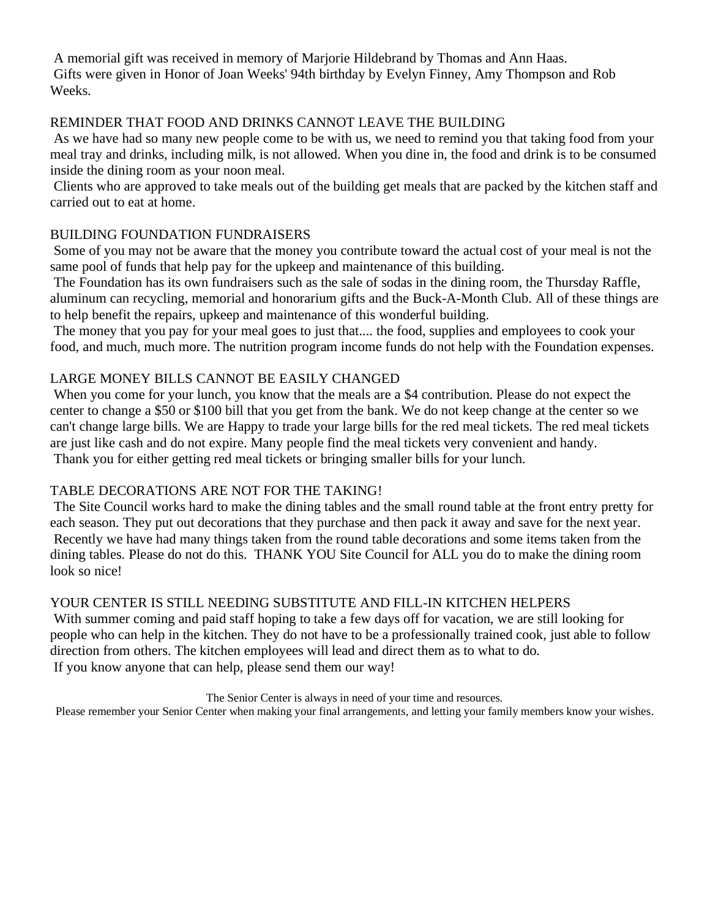A memorial gift was received in memory of Marjorie Hildebrand by Thomas and Ann Haas.
Gifts were given in Honor of Joan Weeks' 94th birthday by Evelyn Finney, Amy Thompson and Rob Weeks.

## REMINDER THAT FOOD AND DRINKS CANNOT LEAVE THE BUILDING

As we have had so many new people come to be with us, we need to remind you that taking food from your meal tray and drinks, including milk, is not allowed. When you dine in, the food and drink is to be consumed inside the dining room as your noon meal.

Clients who are approved to take meals out of the building get meals that are packed by the kitchen staff and carried out to eat at home.

## BUILDING FOUNDATION FUNDRAISERS

Some of you may not be aware that the money you contribute toward the actual cost of your meal is not the same pool of funds that help pay for the upkeep and maintenance of this building.

The Foundation has its own fundraisers such as the sale of sodas in the dining room, the Thursday Raffle, aluminum can recycling, memorial and honorarium gifts and the Buck-A-Month Club. All of these things are to help benefit the repairs, upkeep and maintenance of this wonderful building.

The money that you pay for your meal goes to just that.... the food, supplies and employees to cook your food, and much, much more. The nutrition program income funds do not help with the Foundation expenses.

## LARGE MONEY BILLS CANNOT BE EASILY CHANGED

When you come for your lunch, you know that the meals are a $4 contribution. Please do not expect the center to change a $50 or $100 bill that you get from the bank. We do not keep change at the center so we can't change large bills. We are Happy to trade your large bills for the red meal tickets. The red meal tickets are just like cash and do not expire. Many people find the meal tickets very convenient and handy.

Thank you for either getting red meal tickets or bringing smaller bills for your lunch.

## TABLE DECORATIONS ARE NOT FOR THE TAKING!

The Site Council works hard to make the dining tables and the small round table at the front entry pretty for each season. They put out decorations that they purchase and then pack it away and save for the next year.

Recently we have had many things taken from the round table decorations and some items taken from the dining tables. Please do not do this. THANK YOU Site Council for ALL you do to make the dining room look so nice!

## YOUR CENTER IS STILL NEEDING SUBSTITUTE AND FILL-IN KITCHEN HELPERS

With summer coming and paid staff hoping to take a few days off for vacation, we are still looking for people who can help in the kitchen. They do not have to be a professionally trained cook, just able to follow direction from others. The kitchen employees will lead and direct them as to what to do.

If you know anyone that can help, please send them our way!

The Senior Center is always in need of your time and resources.
Please remember your Senior Center when making your final arrangements, and letting your family members know your wishes.